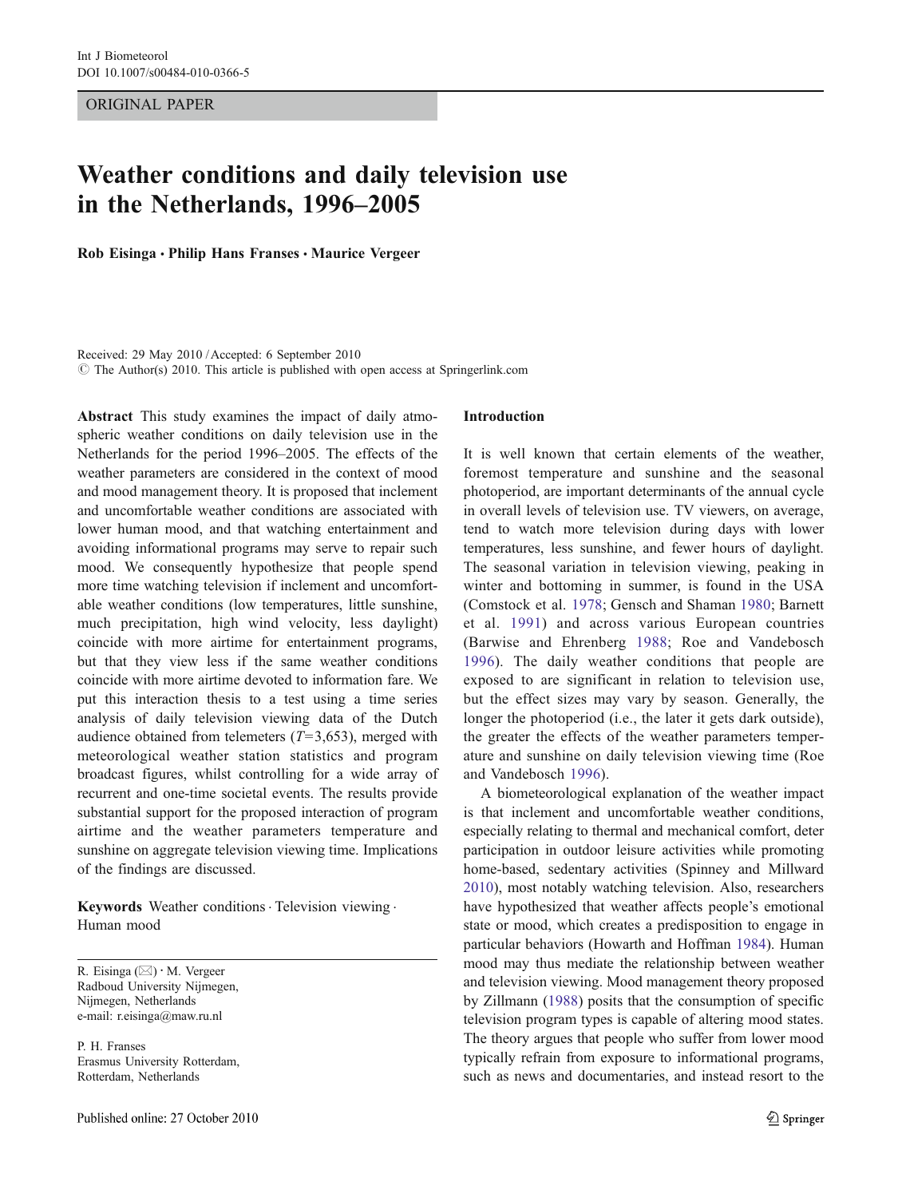Int J Biometeorol
DOI 10.1007/s00484-010-0366-5

ORIGINAL PAPER

# Weather conditions and daily television use in the Netherlands, 1996–2005

**Rob Eisinga · Philip Hans Franses · Maurice Vergeer**

Received: 29 May 2010 / Accepted: 6 September 2010
© The Author(s) 2010. This article is published with open access at Springerlink.com

**Abstract** This study examines the impact of daily atmospheric weather conditions on daily television use in the Netherlands for the period 1996–2005. The effects of the weather parameters are considered in the context of mood and mood management theory. It is proposed that inclement and uncomfortable weather conditions are associated with lower human mood, and that watching entertainment and avoiding informational programs may serve to repair such mood. We consequently hypothesize that people spend more time watching television if inclement and uncomfortable weather conditions (low temperatures, little sunshine, much precipitation, high wind velocity, less daylight) coincide with more airtime for entertainment programs, but that they view less if the same weather conditions coincide with more airtime devoted to information fare. We put this interaction thesis to a test using a time series analysis of daily television viewing data of the Dutch audience obtained from telemeters ($T$=3,653), merged with meteorological weather station statistics and program broadcast figures, whilst controlling for a wide array of recurrent and one-time societal events. The results provide substantial support for the proposed interaction of program airtime and the weather parameters temperature and sunshine on aggregate television viewing time. Implications of the findings are discussed.

**Keywords** Weather conditions · Television viewing · Human mood

R. Eisinga (✉) · M. Vergeer
Radboud University Nijmegen,
Nijmegen, Netherlands
e-mail: r.eisinga@maw.ru.nl

P. H. Franses
Erasmus University Rotterdam,
Rotterdam, Netherlands

## Introduction

It is well known that certain elements of the weather, foremost temperature and sunshine and the seasonal photoperiod, are important determinants of the annual cycle in overall levels of television use. TV viewers, on average, tend to watch more television during days with lower temperatures, less sunshine, and fewer hours of daylight. The seasonal variation in television viewing, peaking in winter and bottoming in summer, is found in the USA (Comstock et al. 1978; Gensch and Shaman 1980; Barnett et al. 1991) and across various European countries (Barwise and Ehrenberg 1988; Roe and Vandebosch 1996). The daily weather conditions that people are exposed to are significant in relation to television use, but the effect sizes may vary by season. Generally, the longer the photoperiod (i.e., the later it gets dark outside), the greater the effects of the weather parameters temperature and sunshine on daily television viewing time (Roe and Vandebosch 1996).

A biometeorological explanation of the weather impact is that inclement and uncomfortable weather conditions, especially relating to thermal and mechanical comfort, deter participation in outdoor leisure activities while promoting home-based, sedentary activities (Spinney and Millward 2010), most notably watching television. Also, researchers have hypothesized that weather affects people's emotional state or mood, which creates a predisposition to engage in particular behaviors (Howarth and Hoffman 1984). Human mood may thus mediate the relationship between weather and television viewing. Mood management theory proposed by Zillmann (1988) posits that the consumption of specific television program types is capable of altering mood states. The theory argues that people who suffer from lower mood typically refrain from exposure to informational programs, such as news and documentaries, and instead resort to the

Published online: 27 October 2010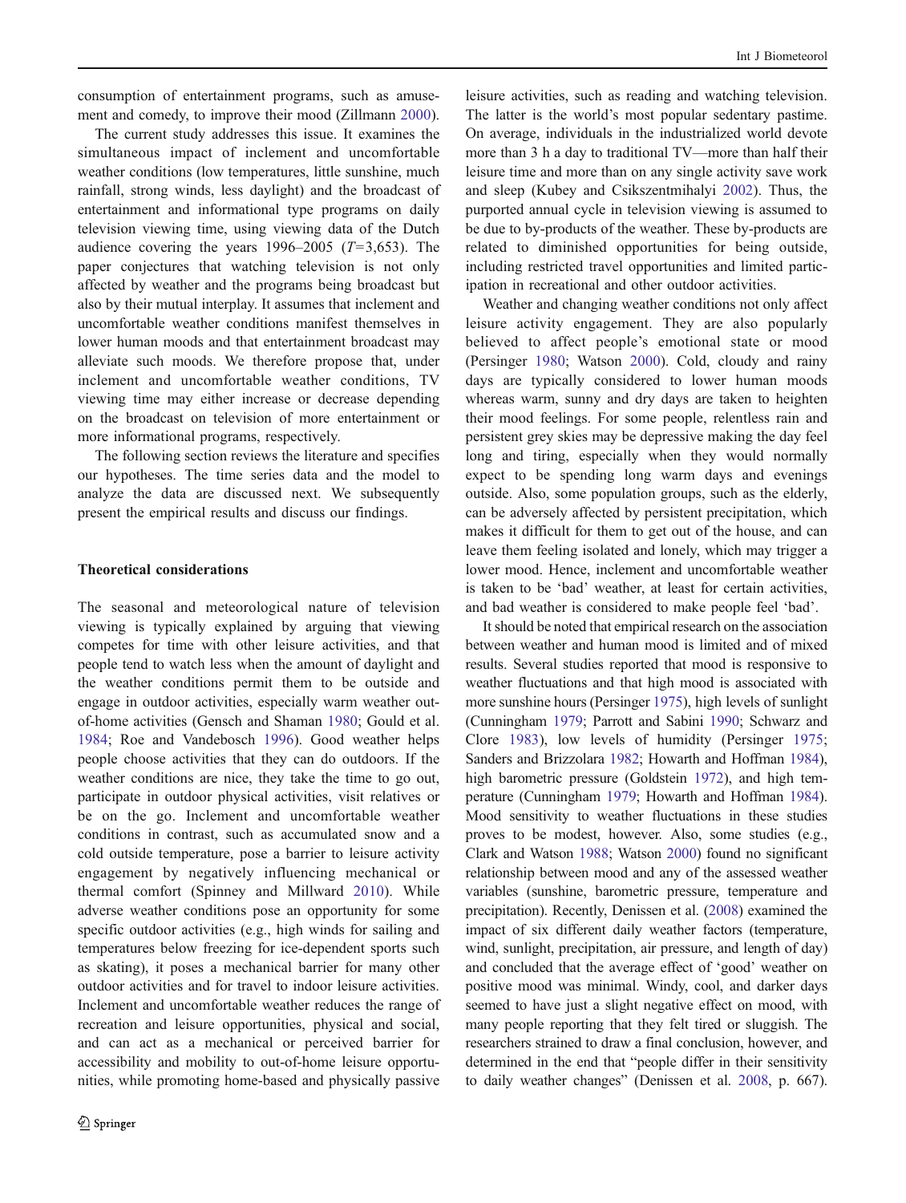consumption of entertainment programs, such as amusement and comedy, to improve their mood (Zillmann 2000).

The current study addresses this issue. It examines the simultaneous impact of inclement and uncomfortable weather conditions (low temperatures, little sunshine, much rainfall, strong winds, less daylight) and the broadcast of entertainment and informational type programs on daily television viewing time, using viewing data of the Dutch audience covering the years 1996–2005 ($T$=3,653). The paper conjectures that watching television is not only affected by weather and the programs being broadcast but also by their mutual interplay. It assumes that inclement and uncomfortable weather conditions manifest themselves in lower human moods and that entertainment broadcast may alleviate such moods. We therefore propose that, under inclement and uncomfortable weather conditions, TV viewing time may either increase or decrease depending on the broadcast on television of more entertainment or more informational programs, respectively.

The following section reviews the literature and specifies our hypotheses. The time series data and the model to analyze the data are discussed next. We subsequently present the empirical results and discuss our findings.

## Theoretical considerations

The seasonal and meteorological nature of television viewing is typically explained by arguing that viewing competes for time with other leisure activities, and that people tend to watch less when the amount of daylight and the weather conditions permit them to be outside and engage in outdoor activities, especially warm weather out-of-home activities (Gensch and Shaman 1980; Gould et al. 1984; Roe and Vandebosch 1996). Good weather helps people choose activities that they can do outdoors. If the weather conditions are nice, they take the time to go out, participate in outdoor physical activities, visit relatives or be on the go. Inclement and uncomfortable weather conditions in contrast, such as accumulated snow and a cold outside temperature, pose a barrier to leisure activity engagement by negatively influencing mechanical or thermal comfort (Spinney and Millward 2010). While adverse weather conditions pose an opportunity for some specific outdoor activities (e.g., high winds for sailing and temperatures below freezing for ice-dependent sports such as skating), it poses a mechanical barrier for many other outdoor activities and for travel to indoor leisure activities. Inclement and uncomfortable weather reduces the range of recreation and leisure opportunities, physical and social, and can act as a mechanical or perceived barrier for accessibility and mobility to out-of-home leisure opportunities, while promoting home-based and physically passive leisure activities, such as reading and watching television. The latter is the world's most popular sedentary pastime. On average, individuals in the industrialized world devote more than 3 h a day to traditional TV—more than half their leisure time and more than on any single activity save work and sleep (Kubey and Csikszentmihalyi 2002). Thus, the purported annual cycle in television viewing is assumed to be due to by-products of the weather. These by-products are related to diminished opportunities for being outside, including restricted travel opportunities and limited participation in recreational and other outdoor activities.

Weather and changing weather conditions not only affect leisure activity engagement. They are also popularly believed to affect people's emotional state or mood (Persinger 1980; Watson 2000). Cold, cloudy and rainy days are typically considered to lower human moods whereas warm, sunny and dry days are taken to heighten their mood feelings. For some people, relentless rain and persistent grey skies may be depressive making the day feel long and tiring, especially when they would normally expect to be spending long warm days and evenings outside. Also, some population groups, such as the elderly, can be adversely affected by persistent precipitation, which makes it difficult for them to get out of the house, and can leave them feeling isolated and lonely, which may trigger a lower mood. Hence, inclement and uncomfortable weather is taken to be 'bad' weather, at least for certain activities, and bad weather is considered to make people feel 'bad'.

It should be noted that empirical research on the association between weather and human mood is limited and of mixed results. Several studies reported that mood is responsive to weather fluctuations and that high mood is associated with more sunshine hours (Persinger 1975), high levels of sunlight (Cunningham 1979; Parrott and Sabini 1990; Schwarz and Clore 1983), low levels of humidity (Persinger 1975; Sanders and Brizzolara 1982; Howarth and Hoffman 1984), high barometric pressure (Goldstein 1972), and high temperature (Cunningham 1979; Howarth and Hoffman 1984). Mood sensitivity to weather fluctuations in these studies proves to be modest, however. Also, some studies (e.g., Clark and Watson 1988; Watson 2000) found no significant relationship between mood and any of the assessed weather variables (sunshine, barometric pressure, temperature and precipitation). Recently, Denissen et al. (2008) examined the impact of six different daily weather factors (temperature, wind, sunlight, precipitation, air pressure, and length of day) and concluded that the average effect of 'good' weather on positive mood was minimal. Windy, cool, and darker days seemed to have just a slight negative effect on mood, with many people reporting that they felt tired or sluggish. The researchers strained to draw a final conclusion, however, and determined in the end that "people differ in their sensitivity to daily weather changes" (Denissen et al. 2008, p. 667).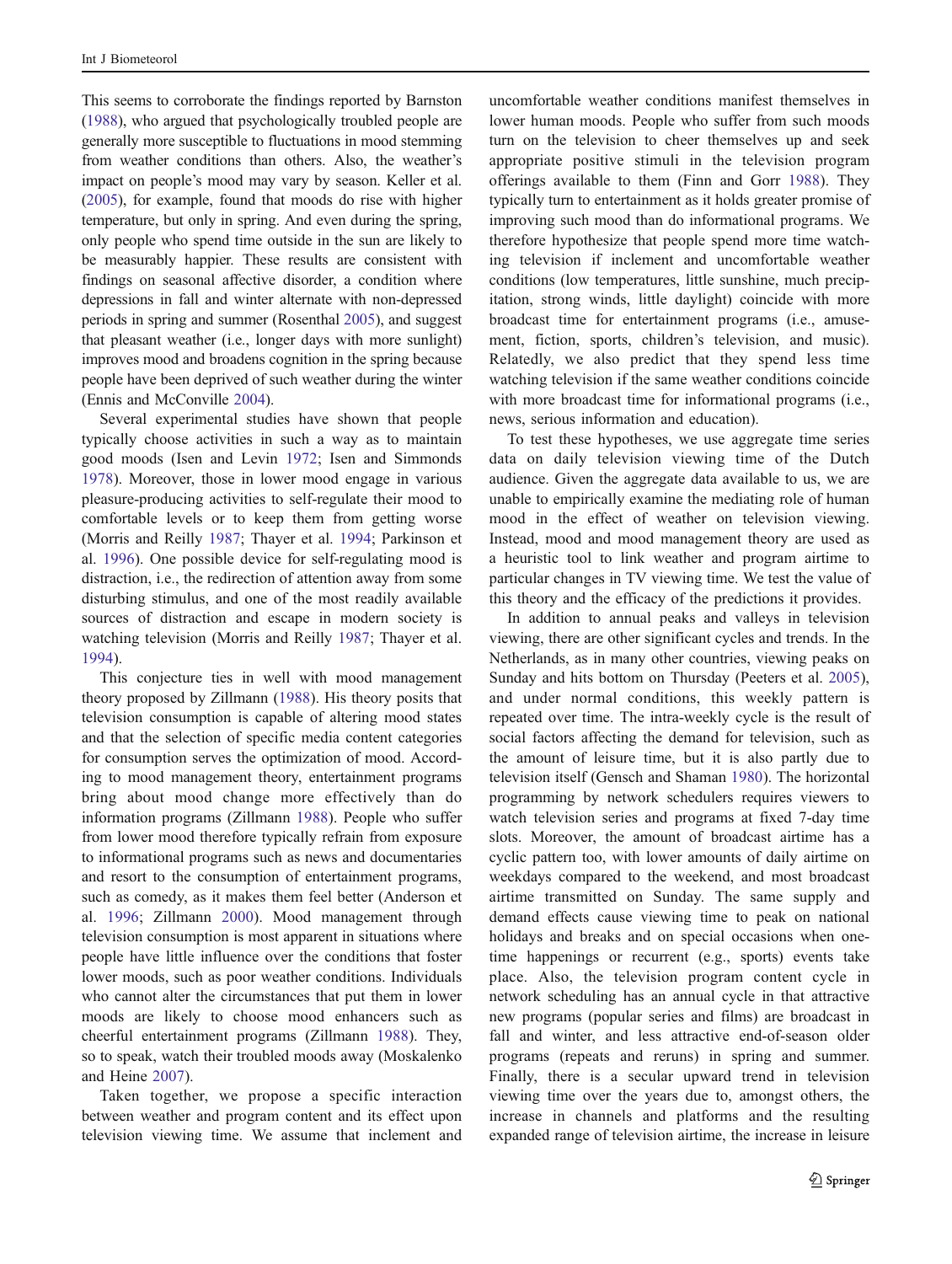This seems to corroborate the findings reported by Barnston (1988), who argued that psychologically troubled people are generally more susceptible to fluctuations in mood stemming from weather conditions than others. Also, the weather's impact on people's mood may vary by season. Keller et al. (2005), for example, found that moods do rise with higher temperature, but only in spring. And even during the spring, only people who spend time outside in the sun are likely to be measurably happier. These results are consistent with findings on seasonal affective disorder, a condition where depressions in fall and winter alternate with non-depressed periods in spring and summer (Rosenthal 2005), and suggest that pleasant weather (i.e., longer days with more sunlight) improves mood and broadens cognition in the spring because people have been deprived of such weather during the winter (Ennis and McConville 2004).

Several experimental studies have shown that people typically choose activities in such a way as to maintain good moods (Isen and Levin 1972; Isen and Simmonds 1978). Moreover, those in lower mood engage in various pleasure-producing activities to self-regulate their mood to comfortable levels or to keep them from getting worse (Morris and Reilly 1987; Thayer et al. 1994; Parkinson et al. 1996). One possible device for self-regulating mood is distraction, i.e., the redirection of attention away from some disturbing stimulus, and one of the most readily available sources of distraction and escape in modern society is watching television (Morris and Reilly 1987; Thayer et al. 1994).

This conjecture ties in well with mood management theory proposed by Zillmann (1988). His theory posits that television consumption is capable of altering mood states and that the selection of specific media content categories for consumption serves the optimization of mood. According to mood management theory, entertainment programs bring about mood change more effectively than do information programs (Zillmann 1988). People who suffer from lower mood therefore typically refrain from exposure to informational programs such as news and documentaries and resort to the consumption of entertainment programs, such as comedy, as it makes them feel better (Anderson et al. 1996; Zillmann 2000). Mood management through television consumption is most apparent in situations where people have little influence over the conditions that foster lower moods, such as poor weather conditions. Individuals who cannot alter the circumstances that put them in lower moods are likely to choose mood enhancers such as cheerful entertainment programs (Zillmann 1988). They, so to speak, watch their troubled moods away (Moskalenko and Heine 2007).

Taken together, we propose a specific interaction between weather and program content and its effect upon television viewing time. We assume that inclement and uncomfortable weather conditions manifest themselves in lower human moods. People who suffer from such moods turn on the television to cheer themselves up and seek appropriate positive stimuli in the television program offerings available to them (Finn and Gorr 1988). They typically turn to entertainment as it holds greater promise of improving such mood than do informational programs. We therefore hypothesize that people spend more time watching television if inclement and uncomfortable weather conditions (low temperatures, little sunshine, much precipitation, strong winds, little daylight) coincide with more broadcast time for entertainment programs (i.e., amusement, fiction, sports, children's television, and music). Relatedly, we also predict that they spend less time watching television if the same weather conditions coincide with more broadcast time for informational programs (i.e., news, serious information and education).

To test these hypotheses, we use aggregate time series data on daily television viewing time of the Dutch audience. Given the aggregate data available to us, we are unable to empirically examine the mediating role of human mood in the effect of weather on television viewing. Instead, mood and mood management theory are used as a heuristic tool to link weather and program airtime to particular changes in TV viewing time. We test the value of this theory and the efficacy of the predictions it provides.

In addition to annual peaks and valleys in television viewing, there are other significant cycles and trends. In the Netherlands, as in many other countries, viewing peaks on Sunday and hits bottom on Thursday (Peeters et al. 2005), and under normal conditions, this weekly pattern is repeated over time. The intra-weekly cycle is the result of social factors affecting the demand for television, such as the amount of leisure time, but it is also partly due to television itself (Gensch and Shaman 1980). The horizontal programming by network schedulers requires viewers to watch television series and programs at fixed 7-day time slots. Moreover, the amount of broadcast airtime has a cyclic pattern too, with lower amounts of daily airtime on weekdays compared to the weekend, and most broadcast airtime transmitted on Sunday. The same supply and demand effects cause viewing time to peak on national holidays and breaks and on special occasions when one-time happenings or recurrent (e.g., sports) events take place. Also, the television program content cycle in network scheduling has an annual cycle in that attractive new programs (popular series and films) are broadcast in fall and winter, and less attractive end-of-season older programs (repeats and reruns) in spring and summer. Finally, there is a secular upward trend in television viewing time over the years due to, amongst others, the increase in channels and platforms and the resulting expanded range of television airtime, the increase in leisure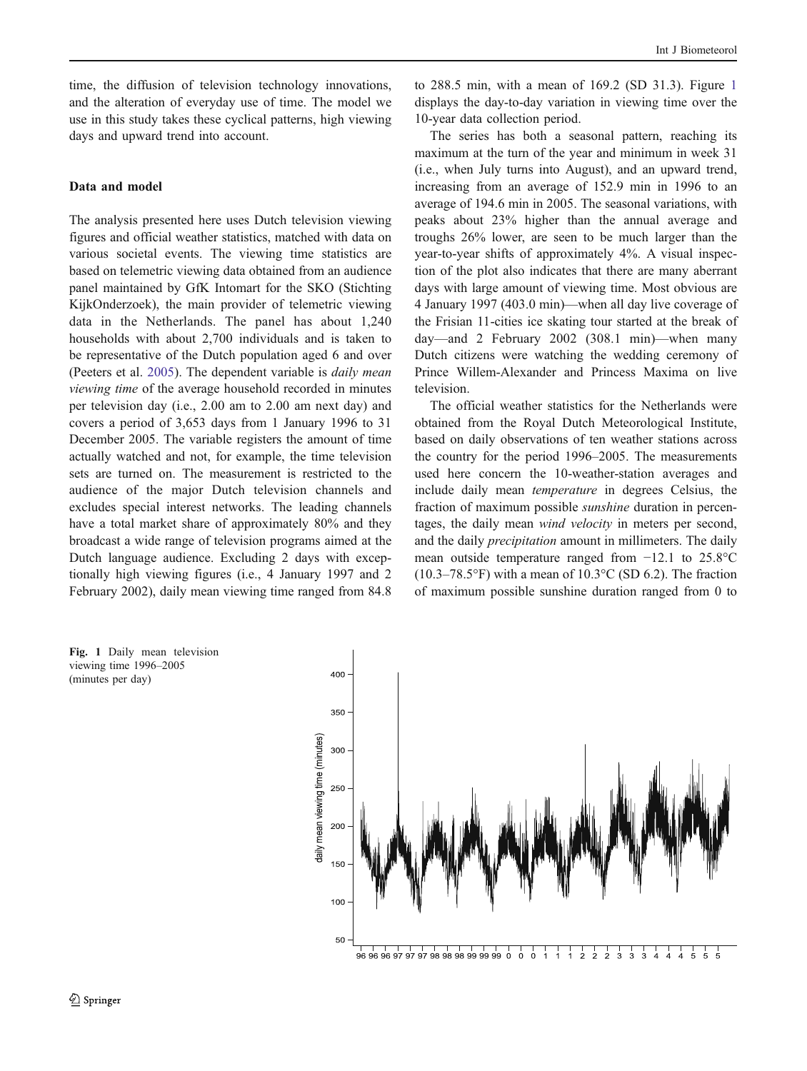time, the diffusion of television technology innovations, and the alteration of everyday use of time. The model we use in this study takes these cyclical patterns, high viewing days and upward trend into account.

## Data and model

The analysis presented here uses Dutch television viewing figures and official weather statistics, matched with data on various societal events. The viewing time statistics are based on telemetric viewing data obtained from an audience panel maintained by GfK Intomart for the SKO (Stichting KijkOnderzoek), the main provider of telemetric viewing data in the Netherlands. The panel has about 1,240 households with about 2,700 individuals and is taken to be representative of the Dutch population aged 6 and over (Peeters et al. 2005). The dependent variable is *daily mean viewing time* of the average household recorded in minutes per television day (i.e., 2.00 am to 2.00 am next day) and covers a period of 3,653 days from 1 January 1996 to 31 December 2005. The variable registers the amount of time actually watched and not, for example, the time television sets are turned on. The measurement is restricted to the audience of the major Dutch television channels and excludes special interest networks. The leading channels have a total market share of approximately 80% and they broadcast a wide range of television programs aimed at the Dutch language audience. Excluding 2 days with exceptionally high viewing figures (i.e., 4 January 1997 and 2 February 2002), daily mean viewing time ranged from 84.8 to 288.5 min, with a mean of 169.2 (SD 31.3). Figure 1 displays the day-to-day variation in viewing time over the 10-year data collection period.

The series has both a seasonal pattern, reaching its maximum at the turn of the year and minimum in week 31 (i.e., when July turns into August), and an upward trend, increasing from an average of 152.9 min in 1996 to an average of 194.6 min in 2005. The seasonal variations, with peaks about 23% higher than the annual average and troughs 26% lower, are seen to be much larger than the year-to-year shifts of approximately 4%. A visual inspection of the plot also indicates that there are many aberrant days with large amount of viewing time. Most obvious are 4 January 1997 (403.0 min)—when all day live coverage of the Frisian 11-cities ice skating tour started at the break of day—and 2 February 2002 (308.1 min)—when many Dutch citizens were watching the wedding ceremony of Prince Willem-Alexander and Princess Maxima on live television.

The official weather statistics for the Netherlands were obtained from the Royal Dutch Meteorological Institute, based on daily observations of ten weather stations across the country for the period 1996–2005. The measurements used here concern the 10-weather-station averages and include daily mean *temperature* in degrees Celsius, the fraction of maximum possible *sunshine* duration in percentages, the daily mean *wind velocity* in meters per second, and the daily *precipitation* amount in millimeters. The daily mean outside temperature ranged from −12.1 to 25.8°C (10.3–78.5°F) with a mean of 10.3°C (SD 6.2). The fraction of maximum possible sunshine duration ranged from 0 to

**Fig. 1** Daily mean television viewing time 1996–2005 (minutes per day)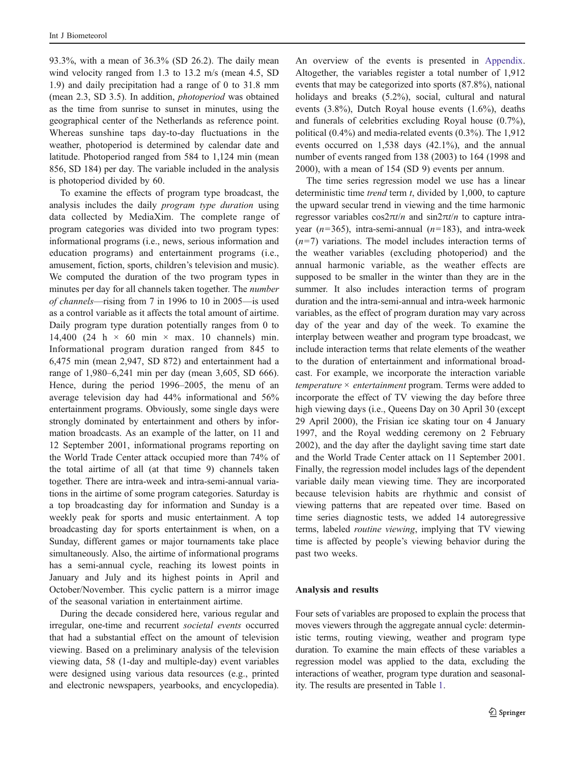93.3%, with a mean of 36.3% (SD 26.2). The daily mean wind velocity ranged from 1.3 to 13.2 m/s (mean 4.5, SD 1.9) and daily precipitation had a range of 0 to 31.8 mm (mean 2.3, SD 3.5). In addition, *photoperiod* was obtained as the time from sunrise to sunset in minutes, using the geographical center of the Netherlands as reference point. Whereas sunshine taps day-to-day fluctuations in the weather, photoperiod is determined by calendar date and latitude. Photoperiod ranged from 584 to 1,124 min (mean 856, SD 184) per day. The variable included in the analysis is photoperiod divided by 60.

To examine the effects of program type broadcast, the analysis includes the daily *program type duration* using data collected by MediaXim. The complete range of program categories was divided into two program types: informational programs (i.e., news, serious information and education programs) and entertainment programs (i.e., amusement, fiction, sports, children's television and music). We computed the duration of the two program types in minutes per day for all channels taken together. The *number of channels*—rising from 7 in 1996 to 10 in 2005—is used as a control variable as it affects the total amount of airtime. Daily program type duration potentially ranges from 0 to 14,400 (24 h × 60 min × max. 10 channels) min. Informational program duration ranged from 845 to 6,475 min (mean 2,947, SD 872) and entertainment had a range of 1,980–6,241 min per day (mean 3,605, SD 666). Hence, during the period 1996–2005, the menu of an average television day had 44% informational and 56% entertainment programs. Obviously, some single days were strongly dominated by entertainment and others by information broadcasts. As an example of the latter, on 11 and 12 September 2001, informational programs reporting on the World Trade Center attack occupied more than 74% of the total airtime of all (at that time 9) channels taken together. There are intra-week and intra-semi-annual variations in the airtime of some program categories. Saturday is a top broadcasting day for information and Sunday is a weekly peak for sports and music entertainment. A top broadcasting day for sports entertainment is when, on a Sunday, different games or major tournaments take place simultaneously. Also, the airtime of informational programs has a semi-annual cycle, reaching its lowest points in January and July and its highest points in April and October/November. This cyclic pattern is a mirror image of the seasonal variation in entertainment airtime.

During the decade considered here, various regular and irregular, one-time and recurrent *societal events* occurred that had a substantial effect on the amount of television viewing. Based on a preliminary analysis of the television viewing data, 58 (1-day and multiple-day) event variables were designed using various data resources (e.g., printed and electronic newspapers, yearbooks, and encyclopedia). An overview of the events is presented in Appendix. Altogether, the variables register a total number of 1,912 events that may be categorized into sports (87.8%), national holidays and breaks (5.2%), social, cultural and natural events (3.8%), Dutch Royal house events (1.6%), deaths and funerals of celebrities excluding Royal house (0.7%), political (0.4%) and media-related events (0.3%). The 1,912 events occurred on 1,538 days (42.1%), and the annual number of events ranged from 138 (2003) to 164 (1998 and 2000), with a mean of 154 (SD 9) events per annum.

The time series regression model we use has a linear deterministic time *trend* term $t$, divided by 1,000, to capture the upward secular trend in viewing and the time harmonic regressor variables $\cos 2\pi t/n$ and $\sin 2\pi t/n$ to capture intra-year ($n$=365), intra-semi-annual ($n$=183), and intra-week ($n$=7) variations. The model includes interaction terms of the weather variables (excluding photoperiod) and the annual harmonic variable, as the weather effects are supposed to be smaller in the winter than they are in the summer. It also includes interaction terms of program duration and the intra-semi-annual and intra-week harmonic variables, as the effect of program duration may vary across day of the year and day of the week. To examine the interplay between weather and program type broadcast, we include interaction terms that relate elements of the weather to the duration of entertainment and informational broadcast. For example, we incorporate the interaction variable *temperature* × *entertainment* program. Terms were added to incorporate the effect of TV viewing the day before three high viewing days (i.e., Queens Day on 30 April 30 (except 29 April 2000), the Frisian ice skating tour on 4 January 1997, and the Royal wedding ceremony on 2 February 2002), and the day after the daylight saving time start date and the World Trade Center attack on 11 September 2001. Finally, the regression model includes lags of the dependent variable daily mean viewing time. They are incorporated because television habits are rhythmic and consist of viewing patterns that are repeated over time. Based on time series diagnostic tests, we added 14 autoregressive terms, labeled *routine viewing*, implying that TV viewing time is affected by people's viewing behavior during the past two weeks.

## Analysis and results

Four sets of variables are proposed to explain the process that moves viewers through the aggregate annual cycle: deterministic terms, routing viewing, weather and program type duration. To examine the main effects of these variables a regression model was applied to the data, excluding the interactions of weather, program type duration and seasonality. The results are presented in Table 1.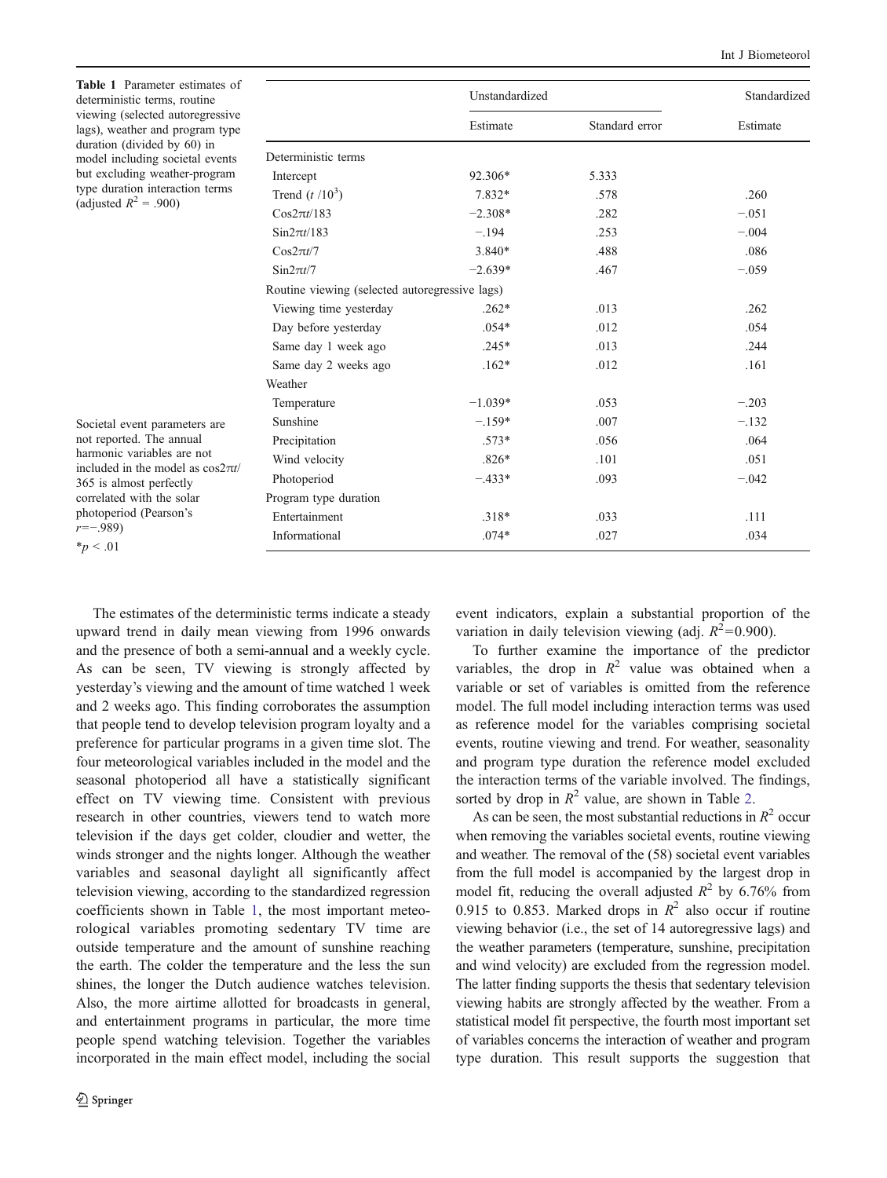**Table 1** Parameter estimates of deterministic terms, routine viewing (selected autoregressive lags), weather and program type duration (divided by 60) in model including societal events but excluding weather-program type duration interaction terms (adjusted $R^2$ = .900)

| | Unstandardized | | Standardized |
|---|---|---|---|
| | Estimate | Standard error | Estimate |
| Deterministic terms | | | |
| Intercept | 92.306* | 5.333 | |
| Trend ($t$ /$10^3$) | 7.832* | .578 | .260 |
| $\text{Cos}2\pi t/183$ | −2.308* | .282 | −.051 |
| $\text{Sin}2\pi t/183$ | −.194 | .253 | −.004 |
| $\text{Cos}2\pi t/7$ | 3.840* | .488 | .086 |
| $\text{Sin}2\pi t/7$ | −2.639* | .467 | −.059 |
| Routine viewing (selected autoregressive lags) | | | |
| Viewing time yesterday | .262* | .013 | .262 |
| Day before yesterday | .054* | .012 | .054 |
| Same day 1 week ago | .245* | .013 | .244 |
| Same day 2 weeks ago | .162* | .012 | .161 |
| Weather | | | |
| Temperature | −1.039* | .053 | −.203 |
| Sunshine | −.159* | .007 | −.132 |
| Precipitation | .573* | .056 | .064 |
| Wind velocity | .826* | .101 | .051 |
| Photoperiod | −.433* | .093 | −.042 |
| Program type duration | | | |
| Entertainment | .318* | .033 | .111 |
| Informational | .074* | .027 | .034 |

Societal event parameters are not reported. The annual harmonic variables are not included in the model as $\cos 2\pi t/365$ is almost perfectly correlated with the solar photoperiod (Pearson's $r$=−.989)

*$p < .01$

The estimates of the deterministic terms indicate a steady upward trend in daily mean viewing from 1996 onwards and the presence of both a semi-annual and a weekly cycle. As can be seen, TV viewing is strongly affected by yesterday's viewing and the amount of time watched 1 week and 2 weeks ago. This finding corroborates the assumption that people tend to develop television program loyalty and a preference for particular programs in a given time slot. The four meteorological variables included in the model and the seasonal photoperiod all have a statistically significant effect on TV viewing time. Consistent with previous research in other countries, viewers tend to watch more television if the days get colder, cloudier and wetter, the winds stronger and the nights longer. Although the weather variables and seasonal daylight all significantly affect television viewing, according to the standardized regression coefficients shown in Table 1, the most important meteorological variables promoting sedentary TV time are outside temperature and the amount of sunshine reaching the earth. The colder the temperature and the less the sun shines, the longer the Dutch audience watches television. Also, the more airtime allotted for broadcasts in general, and entertainment programs in particular, the more time people spend watching television. Together the variables incorporated in the main effect model, including the social event indicators, explain a substantial proportion of the variation in daily television viewing (adj. $R^2$=0.900).

To further examine the importance of the predictor variables, the drop in $R^2$ value was obtained when a variable or set of variables is omitted from the reference model. The full model including interaction terms was used as reference model for the variables comprising societal events, routine viewing and trend. For weather, seasonality and program type duration the reference model excluded the interaction terms of the variable involved. The findings, sorted by drop in $R^2$ value, are shown in Table 2.

As can be seen, the most substantial reductions in $R^2$ occur when removing the variables societal events, routine viewing and weather. The removal of the (58) societal event variables from the full model is accompanied by the largest drop in model fit, reducing the overall adjusted $R^2$ by 6.76% from 0.915 to 0.853. Marked drops in $R^2$ also occur if routine viewing behavior (i.e., the set of 14 autoregressive lags) and the weather parameters (temperature, sunshine, precipitation and wind velocity) are excluded from the regression model. The latter finding supports the thesis that sedentary television viewing habits are strongly affected by the weather. From a statistical model fit perspective, the fourth most important set of variables concerns the interaction of weather and program type duration. This result supports the suggestion that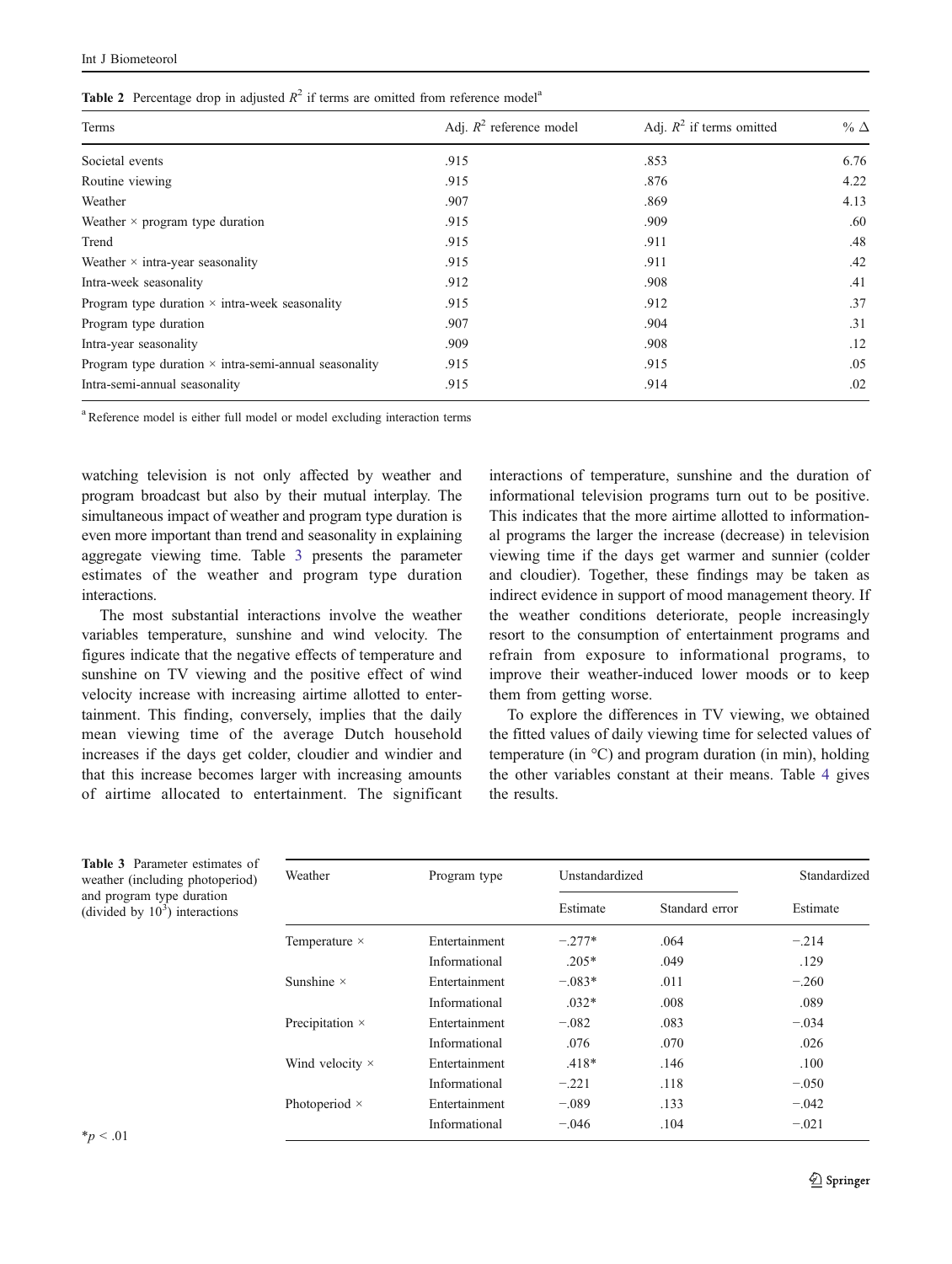**Table 2** Percentage drop in adjusted $R^2$ if terms are omitted from reference model[a]

| Terms | Adj. $R^2$ reference model | Adj. $R^2$ if terms omitted | % Δ |
|---|---|---|---|
| Societal events | .915 | .853 | 6.76 |
| Routine viewing | .915 | .876 | 4.22 |
| Weather | .907 | .869 | 4.13 |
| Weather × program type duration | .915 | .909 | .60 |
| Trend | .915 | .911 | .48 |
| Weather × intra-year seasonality | .915 | .911 | .42 |
| Intra-week seasonality | .912 | .908 | .41 |
| Program type duration × intra-week seasonality | .915 | .912 | .37 |
| Program type duration | .907 | .904 | .31 |
| Intra-year seasonality | .909 | .908 | .12 |
| Program type duration × intra-semi-annual seasonality | .915 | .915 | .05 |
| Intra-semi-annual seasonality | .915 | .914 | .02 |

[a] Reference model is either full model or model excluding interaction terms

watching television is not only affected by weather and program broadcast but also by their mutual interplay. The simultaneous impact of weather and program type duration is even more important than trend and seasonality in explaining aggregate viewing time. Table 3 presents the parameter estimates of the weather and program type duration interactions.

The most substantial interactions involve the weather variables temperature, sunshine and wind velocity. The figures indicate that the negative effects of temperature and sunshine on TV viewing and the positive effect of wind velocity increase with increasing airtime allotted to entertainment. This finding, conversely, implies that the daily mean viewing time of the average Dutch household increases if the days get colder, cloudier and windier and that this increase becomes larger with increasing amounts of airtime allocated to entertainment. The significant interactions of temperature, sunshine and the duration of informational television programs turn out to be positive. This indicates that the more airtime allotted to informational programs the larger the increase (decrease) in television viewing time if the days get warmer and sunnier (colder and cloudier). Together, these findings may be taken as indirect evidence in support of mood management theory. If the weather conditions deteriorate, people increasingly resort to the consumption of entertainment programs and refrain from exposure to informational programs, to improve their weather-induced lower moods or to keep them from getting worse.

To explore the differences in TV viewing, we obtained the fitted values of daily viewing time for selected values of temperature (in °C) and program duration (in min), holding the other variables constant at their means. Table 4 gives the results.

**Table 3** Parameter estimates of weather (including photoperiod) and program type duration (divided by $10^3$) interactions

| Weather | Program type | Unstandardized | | Standardized |
|---|---|---|---|---|
| | | Estimate | Standard error | Estimate |
| Temperature × | Entertainment | −.277* | .064 | −.214 |
| | Informational | .205* | .049 | .129 |
| Sunshine × | Entertainment | −.083* | .011 | −.260 |
| | Informational | .032* | .008 | .089 |
| Precipitation × | Entertainment | −.082 | .083 | −.034 |
| | Informational | .076 | .070 | .026 |
| Wind velocity × | Entertainment | .418* | .146 | .100 |
| | Informational | −.221 | .118 | −.050 |
| Photoperiod × | Entertainment | −.089 | .133 | −.042 |
| | Informational | −.046 | .104 | −.021 |

*$p < .01$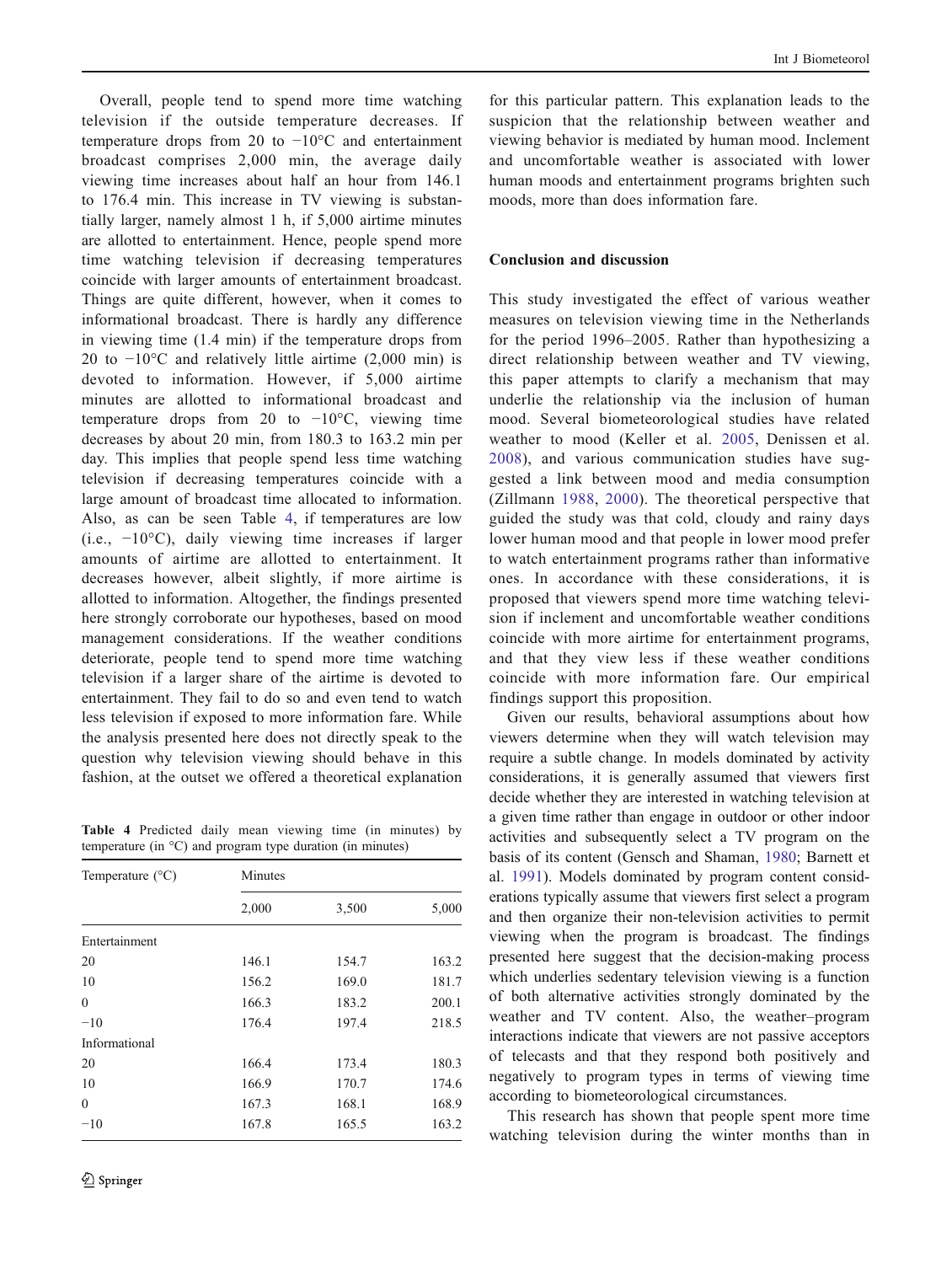Overall, people tend to spend more time watching television if the outside temperature decreases. If temperature drops from 20 to −10°C and entertainment broadcast comprises 2,000 min, the average daily viewing time increases about half an hour from 146.1 to 176.4 min. This increase in TV viewing is substantially larger, namely almost 1 h, if 5,000 airtime minutes are allotted to entertainment. Hence, people spend more time watching television if decreasing temperatures coincide with larger amounts of entertainment broadcast. Things are quite different, however, when it comes to informational broadcast. There is hardly any difference in viewing time (1.4 min) if the temperature drops from 20 to −10°C and relatively little airtime (2,000 min) is devoted to information. However, if 5,000 airtime minutes are allotted to informational broadcast and temperature drops from 20 to −10°C, viewing time decreases by about 20 min, from 180.3 to 163.2 min per day. This implies that people spend less time watching television if decreasing temperatures coincide with a large amount of broadcast time allocated to information. Also, as can be seen Table 4, if temperatures are low (i.e., −10°C), daily viewing time increases if larger amounts of airtime are allotted to entertainment. It decreases however, albeit slightly, if more airtime is allotted to information. Altogether, the findings presented here strongly corroborate our hypotheses, based on mood management considerations. If the weather conditions deteriorate, people tend to spend more time watching television if a larger share of the airtime is devoted to entertainment. They fail to do so and even tend to watch less television if exposed to more information fare. While the analysis presented here does not directly speak to the question why television viewing should behave in this fashion, at the outset we offered a theoretical explanation for this particular pattern. This explanation leads to the suspicion that the relationship between weather and viewing behavior is mediated by human mood. Inclement and uncomfortable weather is associated with lower human moods and entertainment programs brighten such moods, more than does information fare.

**Table 4** Predicted daily mean viewing time (in minutes) by temperature (in °C) and program type duration (in minutes)

| Temperature (°C) | Minutes | | |
|---|---|---|---|
| | 2,000 | 3,500 | 5,000 |
| Entertainment | | | |
| 20 | 146.1 | 154.7 | 163.2 |
| 10 | 156.2 | 169.0 | 181.7 |
| 0 | 166.3 | 183.2 | 200.1 |
| −10 | 176.4 | 197.4 | 218.5 |
| Informational | | | |
| 20 | 166.4 | 173.4 | 180.3 |
| 10 | 166.9 | 170.7 | 174.6 |
| 0 | 167.3 | 168.1 | 168.9 |
| −10 | 167.8 | 165.5 | 163.2 |

## Conclusion and discussion

This study investigated the effect of various weather measures on television viewing time in the Netherlands for the period 1996–2005. Rather than hypothesizing a direct relationship between weather and TV viewing, this paper attempts to clarify a mechanism that may underlie the relationship via the inclusion of human mood. Several biometeorological studies have related weather to mood (Keller et al. 2005, Denissen et al. 2008), and various communication studies have suggested a link between mood and media consumption (Zillmann 1988, 2000). The theoretical perspective that guided the study was that cold, cloudy and rainy days lower human mood and that people in lower mood prefer to watch entertainment programs rather than informative ones. In accordance with these considerations, it is proposed that viewers spend more time watching television if inclement and uncomfortable weather conditions coincide with more airtime for entertainment programs, and that they view less if these weather conditions coincide with more information fare. Our empirical findings support this proposition.

Given our results, behavioral assumptions about how viewers determine when they will watch television may require a subtle change. In models dominated by activity considerations, it is generally assumed that viewers first decide whether they are interested in watching television at a given time rather than engage in outdoor or other indoor activities and subsequently select a TV program on the basis of its content (Gensch and Shaman, 1980; Barnett et al. 1991). Models dominated by program content considerations typically assume that viewers first select a program and then organize their non-television activities to permit viewing when the program is broadcast. The findings presented here suggest that the decision-making process which underlies sedentary television viewing is a function of both alternative activities strongly dominated by the weather and TV content. Also, the weather–program interactions indicate that viewers are not passive acceptors of telecasts and that they respond both positively and negatively to program types in terms of viewing time according to biometeorological circumstances.

This research has shown that people spent more time watching television during the winter months than in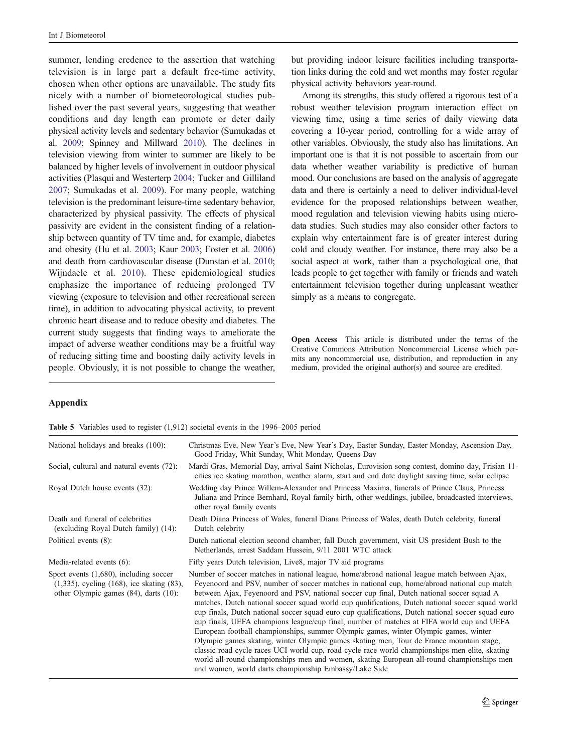summer, lending credence to the assertion that watching television is in large part a default free-time activity, chosen when other options are unavailable. The study fits nicely with a number of biometeorological studies published over the past several years, suggesting that weather conditions and day length can promote or deter daily physical activity levels and sedentary behavior (Sumukadas et al. 2009; Spinney and Millward 2010). The declines in television viewing from winter to summer are likely to be balanced by higher levels of involvement in outdoor physical activities (Plasqui and Westerterp 2004; Tucker and Gilliland 2007; Sumukadas et al. 2009). For many people, watching television is the predominant leisure-time sedentary behavior, characterized by physical passivity. The effects of physical passivity are evident in the consistent finding of a relationship between quantity of TV time and, for example, diabetes and obesity (Hu et al. 2003; Kaur 2003; Foster et al. 2006) and death from cardiovascular disease (Dunstan et al. 2010; Wijndaele et al. 2010). These epidemiological studies emphasize the importance of reducing prolonged TV viewing (exposure to television and other recreational screen time), in addition to advocating physical activity, to prevent chronic heart disease and to reduce obesity and diabetes. The current study suggests that finding ways to ameliorate the impact of adverse weather conditions may be a fruitful way of reducing sitting time and boosting daily activity levels in people. Obviously, it is not possible to change the weather, but providing indoor leisure facilities including transportation links during the cold and wet months may foster regular physical activity behaviors year-round.

Among its strengths, this study offered a rigorous test of a robust weather–television program interaction effect on viewing time, using a time series of daily viewing data covering a 10-year period, controlling for a wide array of other variables. Obviously, the study also has limitations. An important one is that it is not possible to ascertain from our data whether weather variability is predictive of human mood. Our conclusions are based on the analysis of aggregate data and there is certainly a need to deliver individual-level evidence for the proposed relationships between weather, mood regulation and television viewing habits using micro-data studies. Such studies may also consider other factors to explain why entertainment fare is of greater interest during cold and cloudy weather. For instance, there may also be a social aspect at work, rather than a psychological one, that leads people to get together with family or friends and watch entertainment television together during unpleasant weather simply as a means to congregate.

**Open Access** This article is distributed under the terms of the Creative Commons Attribution Noncommercial License which permits any noncommercial use, distribution, and reproduction in any medium, provided the original author(s) and source are credited.

## Appendix

**Table 5** Variables used to register (1,912) societal events in the 1996–2005 period

| | |
|---|---|
| National holidays and breaks (100): | Christmas Eve, New Year's Eve, New Year's Day, Easter Sunday, Easter Monday, Ascension Day, Good Friday, Whit Sunday, Whit Monday, Queens Day |
| Social, cultural and natural events (72): | Mardi Gras, Memorial Day, arrival Saint Nicholas, Eurovision song contest, domino day, Frisian 11-cities ice skating marathon, weather alarm, start and end date daylight saving time, solar eclipse |
| Royal Dutch house events (32): | Wedding day Prince Willem-Alexander and Princess Maxima, funerals of Prince Claus, Princess Juliana and Prince Bernhard, Royal family birth, other weddings, jubilee, broadcasted interviews, other royal family events |
| Death and funeral of celebrities (excluding Royal Dutch family) (14): | Death Diana Princess of Wales, funeral Diana Princess of Wales, death Dutch celebrity, funeral Dutch celebrity |
| Political events (8): | Dutch national election second chamber, fall Dutch government, visit US president Bush to the Netherlands, arrest Saddam Hussein, 9/11 2001 WTC attack |
| Media-related events (6): | Fifty years Dutch television, Live8, major TV aid programs |
| Sport events (1,680), including soccer (1,335), cycling (168), ice skating (83), other Olympic games (84), darts (10): | Number of soccer matches in national league, home/abroad national league match between Ajax, Feyenoord and PSV, number of soccer matches in national cup, home/abroad national cup match between Ajax, Feyenoord and PSV, national soccer cup final, Dutch national soccer squad A matches, Dutch national soccer squad world cup qualifications, Dutch national soccer squad world cup finals, Dutch national soccer squad euro cup qualifications, Dutch national soccer squad euro cup finals, UEFA champions league/cup final, number of matches at FIFA world cup and UEFA European football championships, summer Olympic games, winter Olympic games, winter Olympic games skating, winter Olympic games skating men, Tour de France mountain stage, classic road cycle races UCI world cup, road cycle race world championships men elite, skating world all-round championships men and women, skating European all-round championships men and women, world darts championship Embassy/Lake Side |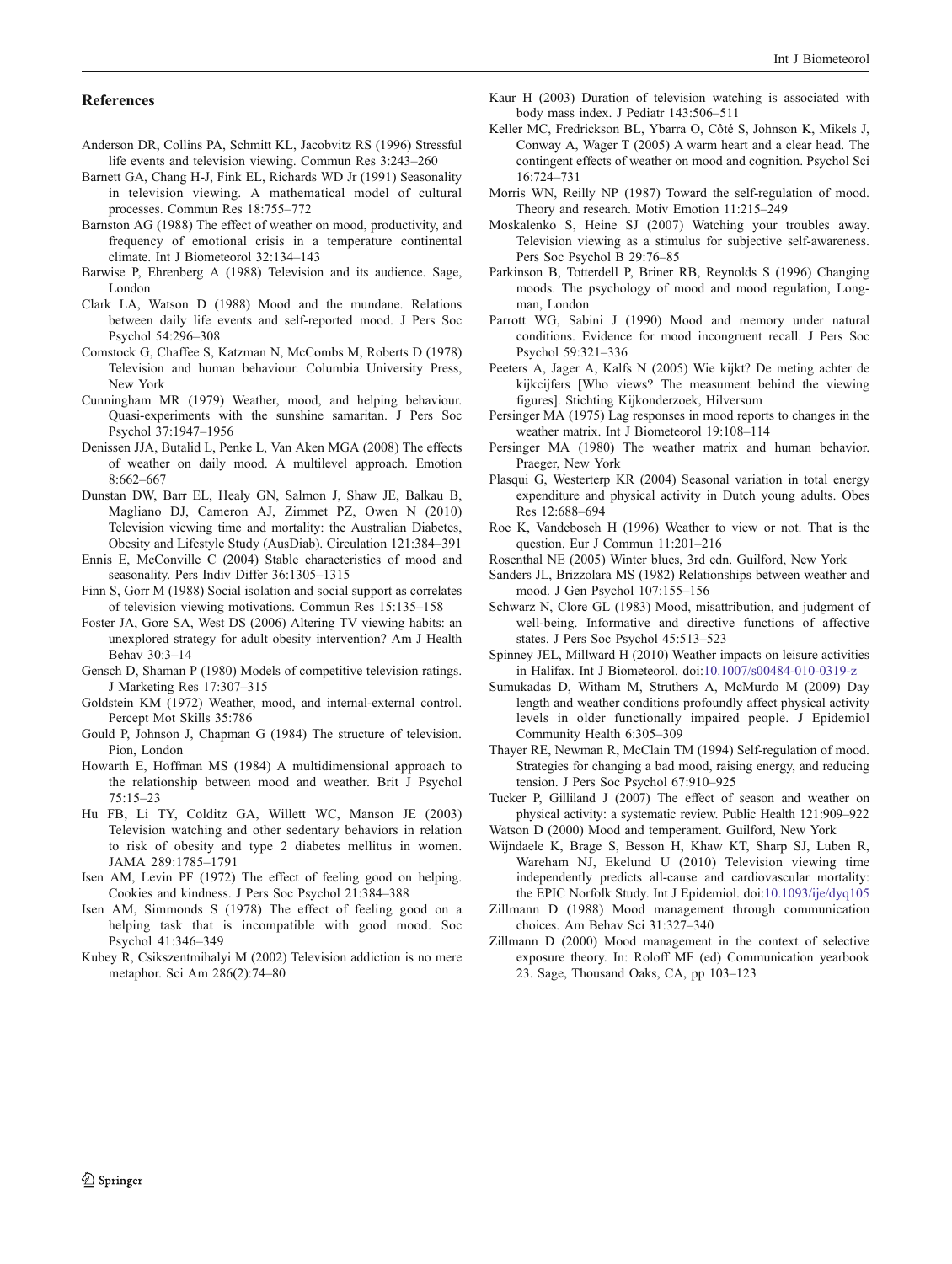## References

Anderson DR, Collins PA, Schmitt KL, Jacobvitz RS (1996) Stressful life events and television viewing. Commun Res 3:243–260

Barnett GA, Chang H-J, Fink EL, Richards WD Jr (1991) Seasonality in television viewing. A mathematical model of cultural processes. Commun Res 18:755–772

Barnston AG (1988) The effect of weather on mood, productivity, and frequency of emotional crisis in a temperature continental climate. Int J Biometeorol 32:134–143

Barwise P, Ehrenberg A (1988) Television and its audience. Sage, London

Clark LA, Watson D (1988) Mood and the mundane. Relations between daily life events and self-reported mood. J Pers Soc Psychol 54:296–308

Comstock G, Chaffee S, Katzman N, McCombs M, Roberts D (1978) Television and human behaviour. Columbia University Press, New York

Cunningham MR (1979) Weather, mood, and helping behaviour. Quasi-experiments with the sunshine samaritan. J Pers Soc Psychol 37:1947–1956

Denissen JJA, Butalid L, Penke L, Van Aken MGA (2008) The effects of weather on daily mood. A multilevel approach. Emotion 8:662–667

Dunstan DW, Barr EL, Healy GN, Salmon J, Shaw JE, Balkau B, Magliano DJ, Cameron AJ, Zimmet PZ, Owen N (2010) Television viewing time and mortality: the Australian Diabetes, Obesity and Lifestyle Study (AusDiab). Circulation 121:384–391

Ennis E, McConville C (2004) Stable characteristics of mood and seasonality. Pers Indiv Differ 36:1305–1315

Finn S, Gorr M (1988) Social isolation and social support as correlates of television viewing motivations. Commun Res 15:135–158

Foster JA, Gore SA, West DS (2006) Altering TV viewing habits: an unexplored strategy for adult obesity intervention? Am J Health Behav 30:3–14

Gensch D, Shaman P (1980) Models of competitive television ratings. J Marketing Res 17:307–315

Goldstein KM (1972) Weather, mood, and internal-external control. Percept Mot Skills 35:786

Gould P, Johnson J, Chapman G (1984) The structure of television. Pion, London

Howarth E, Hoffman MS (1984) A multidimensional approach to the relationship between mood and weather. Brit J Psychol 75:15–23

Hu FB, Li TY, Colditz GA, Willett WC, Manson JE (2003) Television watching and other sedentary behaviors in relation to risk of obesity and type 2 diabetes mellitus in women. JAMA 289:1785–1791

Isen AM, Levin PF (1972) The effect of feeling good on helping. Cookies and kindness. J Pers Soc Psychol 21:384–388

Isen AM, Simmonds S (1978) The effect of feeling good on a helping task that is incompatible with good mood. Soc Psychol 41:346–349

Kubey R, Csikszentmihalyi M (2002) Television addiction is no mere metaphor. Sci Am 286(2):74–80

Kaur H (2003) Duration of television watching is associated with body mass index. J Pediatr 143:506–511

Keller MC, Fredrickson BL, Ybarra O, Côté S, Johnson K, Mikels J, Conway A, Wager T (2005) A warm heart and a clear head. The contingent effects of weather on mood and cognition. Psychol Sci 16:724–731

Morris WN, Reilly NP (1987) Toward the self-regulation of mood. Theory and research. Motiv Emotion 11:215–249

Moskalenko S, Heine SJ (2007) Watching your troubles away. Television viewing as a stimulus for subjective self-awareness. Pers Soc Psychol B 29:76–85

Parkinson B, Totterdell P, Briner RB, Reynolds S (1996) Changing moods. The psychology of mood and mood regulation, Longman, London

Parrott WG, Sabini J (1990) Mood and memory under natural conditions. Evidence for mood incongruent recall. J Pers Soc Psychol 59:321–336

Peeters A, Jager A, Kalfs N (2005) Wie kijkt? De meting achter de kijkcijfers [Who views? The measurement behind the viewing figures]. Stichting Kijkonderzoek, Hilversum

Persinger MA (1975) Lag responses in mood reports to changes in the weather matrix. Int J Biometeorol 19:108–114

Persinger MA (1980) The weather matrix and human behavior. Praeger, New York

Plasqui G, Westerterp KR (2004) Seasonal variation in total energy expenditure and physical activity in Dutch young adults. Obes Res 12:688–694

Roe K, Vandebosch H (1996) Weather to view or not. That is the question. Eur J Commun 11:201–216

Rosenthal NE (2005) Winter blues, 3rd edn. Guilford, New York

Sanders JL, Brizzolara MS (1982) Relationships between weather and mood. J Gen Psychol 107:155–156

Schwarz N, Clore GL (1983) Mood, misattribution, and judgment of well-being. Informative and directive functions of affective states. J Pers Soc Psychol 45:513–523

Spinney JEL, Millward H (2010) Weather impacts on leisure activities in Halifax. Int J Biometeorol. doi:10.1007/s00484-010-0319-z

Sumukadas D, Witham M, Struthers A, McMurdo M (2009) Day length and weather conditions profoundly affect physical activity levels in older functionally impaired people. J Epidemiol Community Health 6:305–309

Thayer RE, Newman R, McClain TM (1994) Self-regulation of mood. Strategies for changing a bad mood, raising energy, and reducing tension. J Pers Soc Psychol 67:910–925

Tucker P, Gilliland J (2007) The effect of season and weather on physical activity: a systematic review. Public Health 121:909–922

Watson D (2000) Mood and temperament. Guilford, New York

Wijndaele K, Brage S, Besson H, Khaw KT, Sharp SJ, Luben R, Wareham NJ, Ekelund U (2010) Television viewing time independently predicts all-cause and cardiovascular mortality: the EPIC Norfolk Study. Int J Epidemiol. doi:10.1093/ije/dyq105

Zillmann D (1988) Mood management through communication choices. Am Behav Sci 31:327–340

Zillmann D (2000) Mood management in the context of selective exposure theory. In: Roloff MF (ed) Communication yearbook 23. Sage, Thousand Oaks, CA, pp 103–123